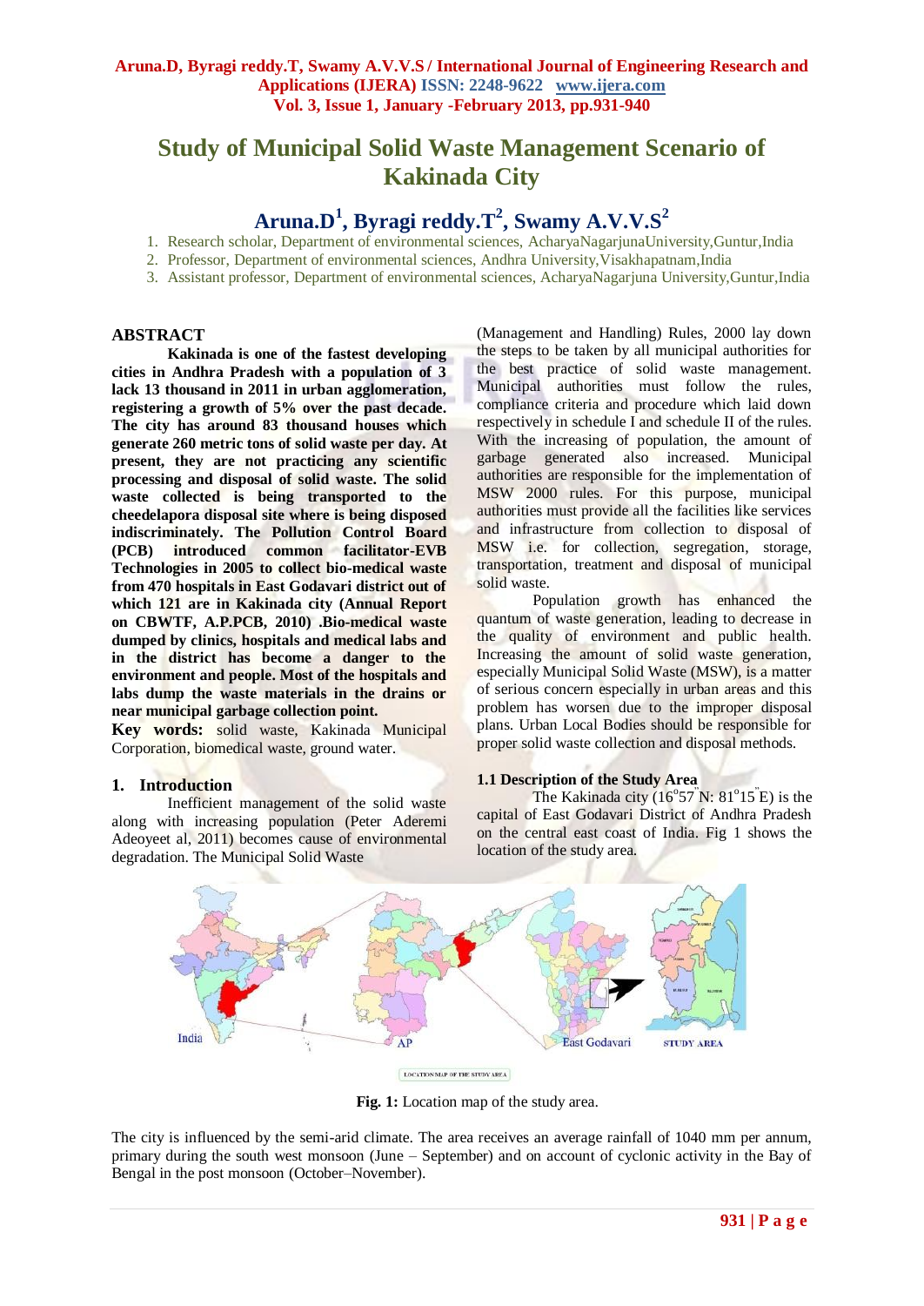# Study of Municipal Solid Waste Management Scenario of Kakinada City

## Aruna.D[1], Byragi reddy.T[2], Swamy A.V.V.S[2]

1. Research scholar, Department of environmental sciences, AcharyaNagarjunaUniversity,Guntur,India
2. Professor, Department of environmental sciences, Andhra University,Visakhapatnam,India
3. Assistant professor, Department of environmental sciences, AcharyaNagarjuna University,Guntur,India

### ABSTRACT

**Kakinada is one of the fastest developing cities in Andhra Pradesh with a population of 3 lack 13 thousand in 2011 in urban agglomeration, registering a growth of 5% over the past decade. The city has around 83 thousand houses which generate 260 metric tons of solid waste per day. At present, they are not practicing any scientific processing and disposal of solid waste. The solid waste collected is being transported to the cheedelapora disposal site where is being disposed indiscriminately. The Pollution Control Board (PCB) introduced common facilitator-EVB Technologies in 2005 to collect bio-medical waste from 470 hospitals in East Godavari district out of which 121 are in Kakinada city (Annual Report on CBWTF, A.P.PCB, 2010) .Bio-medical waste dumped by clinics, hospitals and medical labs and in the district has become a danger to the environment and people. Most of the hospitals and labs dump the waste materials in the drains or near municipal garbage collection point.**

**Key words:** solid waste, Kakinada Municipal Corporation, biomedical waste, ground water.

### 1. Introduction

Inefficient management of the solid waste along with increasing population (Peter Aderemi Adeoyeet al, 2011) becomes cause of environmental degradation. The Municipal Solid Waste (Management and Handling) Rules, 2000 lay down the steps to be taken by all municipal authorities for the best practice of solid waste management. Municipal authorities must follow the rules, compliance criteria and procedure which laid down respectively in schedule I and schedule II of the rules. With the increasing of population, the amount of garbage generated also increased. Municipal authorities are responsible for the implementation of MSW 2000 rules. For this purpose, municipal authorities must provide all the facilities like services and infrastructure from collection to disposal of MSW i.e. for collection, segregation, storage, transportation, treatment and disposal of municipal solid waste.

Population growth has enhanced the quantum of waste generation, leading to decrease in the quality of environment and public health. Increasing the amount of solid waste generation, especially Municipal Solid Waste (MSW), is a matter of serious concern especially in urban areas and this problem has worsen due to the improper disposal plans. Urban Local Bodies should be responsible for proper solid waste collection and disposal methods.

#### 1.1 Description of the Study Area

The Kakinada city ($16^{o}57^{"}$N: $81^{o}15^{"}$E) is the capital of East Godavari District of Andhra Pradesh on the central east coast of India. Fig 1 shows the location of the study area.

**Fig. 1:** Location map of the study area.

The city is influenced by the semi-arid climate. The area receives an average rainfall of 1040 mm per annum, primary during the south west monsoon (June – September) and on account of cyclonic activity in the Bay of Bengal in the post monsoon (October–November).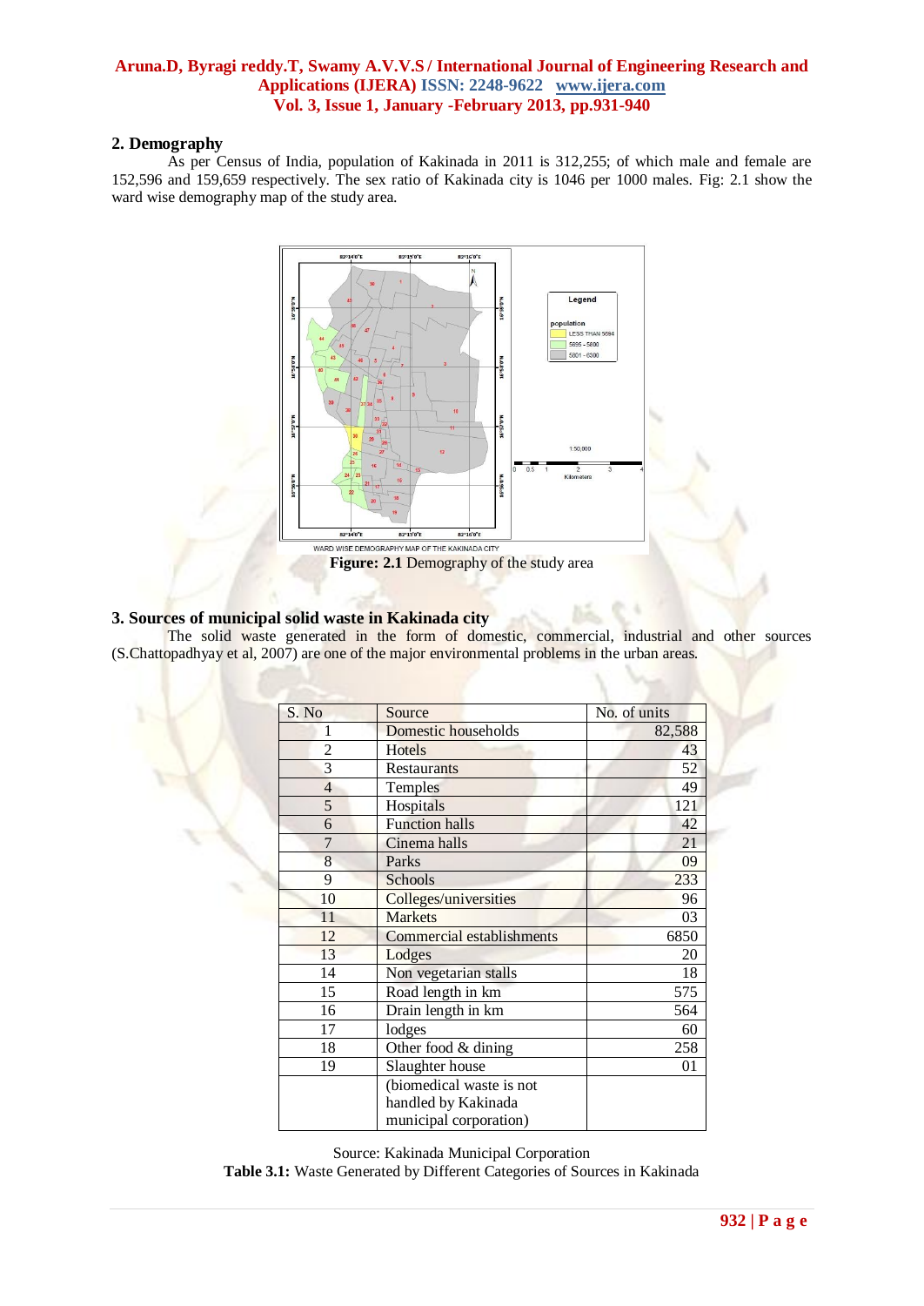## 2. Demography

As per Census of India, population of Kakinada in 2011 is 312,255; of which male and female are 152,596 and 159,659 respectively. The sex ratio of Kakinada city is 1046 per 1000 males. Fig: 2.1 show the ward wise demography map of the study area.

WARD WISE DEMOGRAPHY MAP OF THE KAKINADA CITY

**Figure: 2.1** Demography of the study area

## 3. Sources of municipal solid waste in Kakinada city

The solid waste generated in the form of domestic, commercial, industrial and other sources (S.Chattopadhyay et al, 2007) are one of the major environmental problems in the urban areas.

| S. No | Source | No. of units |
|---|---|---|
| 1 | Domestic households | 82,588 |
| 2 | Hotels | 43 |
| 3 | Restaurants | 52 |
| 4 | Temples | 49 |
| 5 | Hospitals | 121 |
| 6 | Function halls | 42 |
| 7 | Cinema halls | 21 |
| 8 | Parks | 09 |
| 9 | Schools | 233 |
| 10 | Colleges/universities | 96 |
| 11 | Markets | 03 |
| 12 | Commercial establishments | 6850 |
| 13 | Lodges | 20 |
| 14 | Non vegetarian stalls | 18 |
| 15 | Road length in km | 575 |
| 16 | Drain length in km | 564 |
| 17 | lodges | 60 |
| 18 | Other food & dining | 258 |
| 19 | Slaughter house | 01 |
| | (biomedical waste is not handled by Kakinada municipal corporation) | |

Source: Kakinada Municipal Corporation

**Table 3.1:** Waste Generated by Different Categories of Sources in Kakinada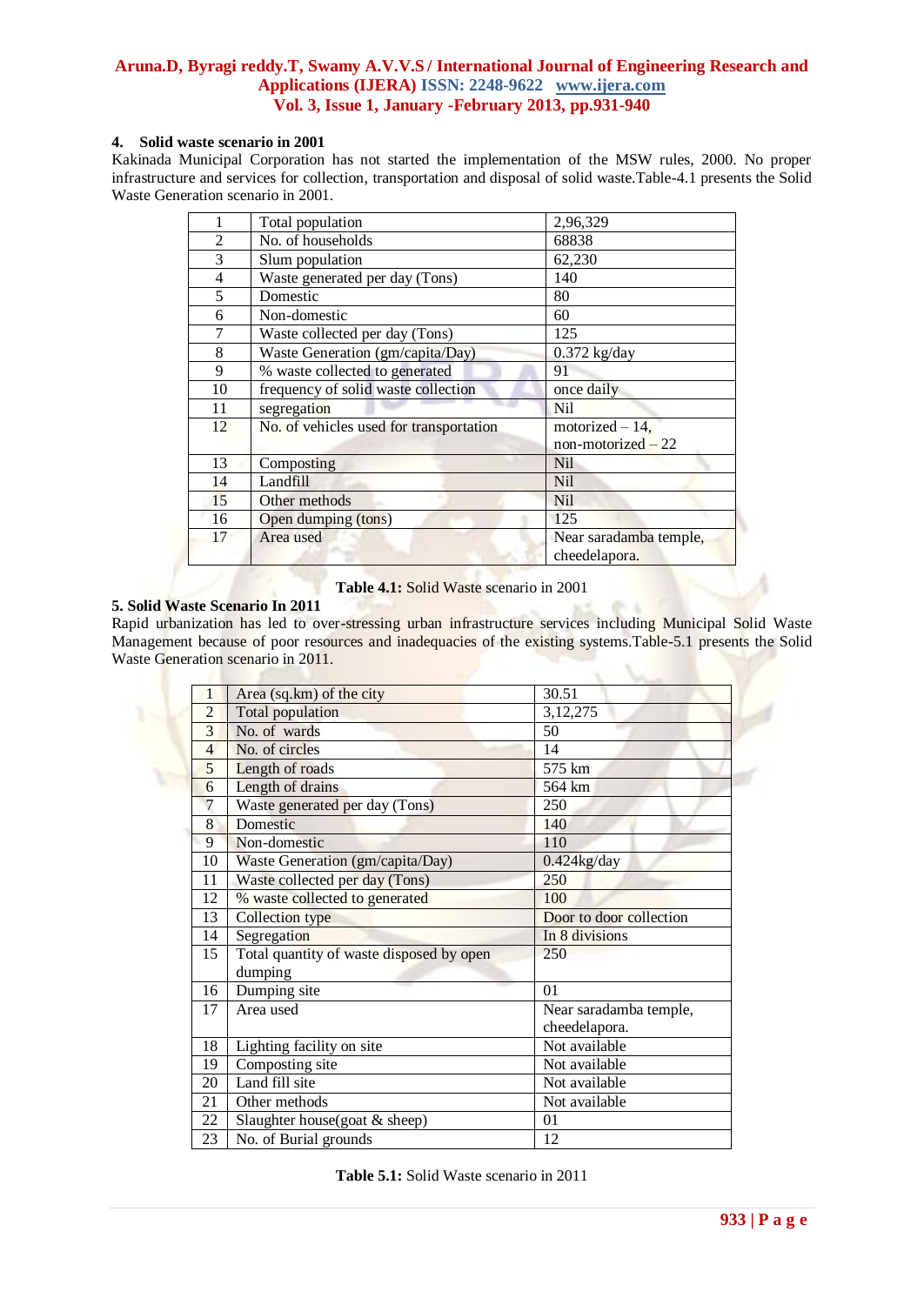## 4. Solid waste scenario in 2001

Kakinada Municipal Corporation has not started the implementation of the MSW rules, 2000. No proper infrastructure and services for collection, transportation and disposal of solid waste.Table-4.1 presents the Solid Waste Generation scenario in 2001.

| | | |
|---|---|---|
| 1 | Total population | 2,96,329 |
| 2 | No. of households | 68838 |
| 3 | Slum population | 62,230 |
| 4 | Waste generated per day (Tons) | 140 |
| 5 | Domestic | 80 |
| 6 | Non-domestic | 60 |
| 7 | Waste collected per day (Tons) | 125 |
| 8 | Waste Generation (gm/capita/Day) | 0.372 kg/day |
| 9 | % waste collected to generated | 91 |
| 10 | frequency of solid waste collection | once daily |
| 11 | segregation | Nil |
| 12 | No. of vehicles used for transportation | motorized – 14, non-motorized – 22 |
| 13 | Composting | Nil |
| 14 | Landfill | Nil |
| 15 | Other methods | Nil |
| 16 | Open dumping (tons) | 125 |
| 17 | Area used | Near saradamba temple, cheedelapora. |

**Table 4.1:** Solid Waste scenario in 2001

## 5. Solid Waste Scenario In 2011

Rapid urbanization has led to over-stressing urban infrastructure services including Municipal Solid Waste Management because of poor resources and inadequacies of the existing systems.Table-5.1 presents the Solid Waste Generation scenario in 2011.

| | | |
|---|---|---|
| 1 | Area (sq.km) of the city | 30.51 |
| 2 | Total population | 3,12,275 |
| 3 | No. of wards | 50 |
| 4 | No. of circles | 14 |
| 5 | Length of roads | 575 km |
| 6 | Length of drains | 564 km |
| 7 | Waste generated per day (Tons) | 250 |
| 8 | Domestic | 140 |
| 9 | Non-domestic | 110 |
| 10 | Waste Generation (gm/capita/Day) | 0.424kg/day |
| 11 | Waste collected per day (Tons) | 250 |
| 12 | % waste collected to generated | 100 |
| 13 | Collection type | Door to door collection |
| 14 | Segregation | In 8 divisions |
| 15 | Total quantity of waste disposed by open dumping | 250 |
| 16 | Dumping site | 01 |
| 17 | Area used | Near saradamba temple, cheedelapora. |
| 18 | Lighting facility on site | Not available |
| 19 | Composting site | Not available |
| 20 | Land fill site | Not available |
| 21 | Other methods | Not available |
| 22 | Slaughter house(goat & sheep) | 01 |
| 23 | No. of Burial grounds | 12 |

**Table 5.1:** Solid Waste scenario in 2011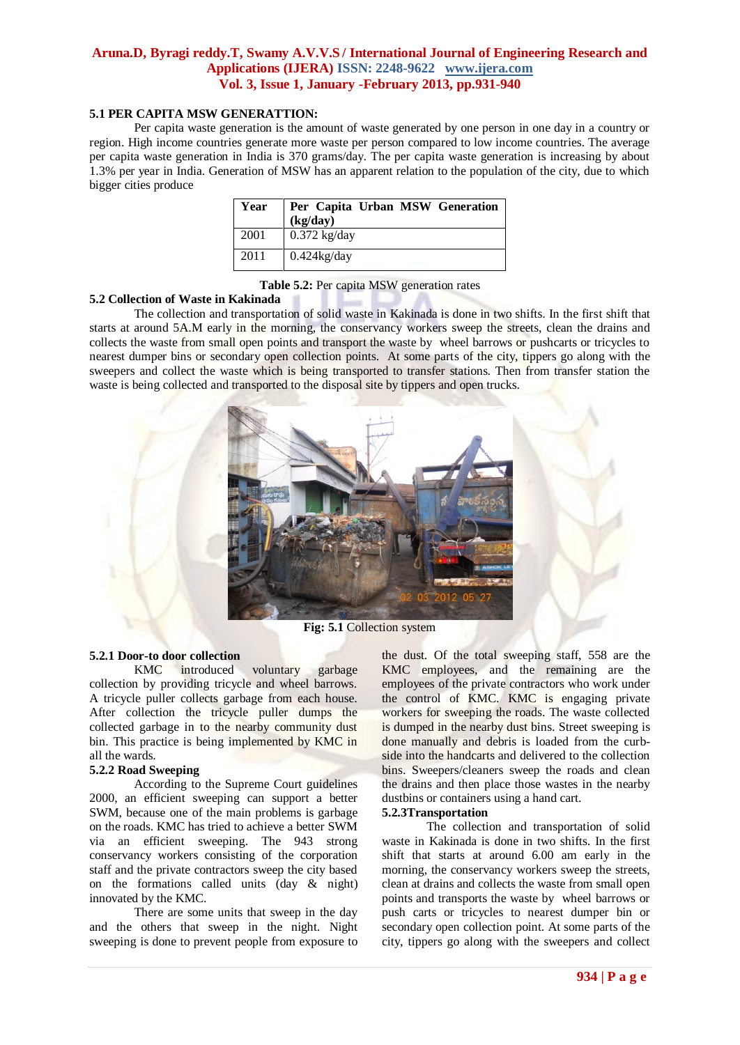### 5.1 PER CAPITA MSW GENERATTION:

Per capita waste generation is the amount of waste generated by one person in one day in a country or region. High income countries generate more waste per person compared to low income countries. The average per capita waste generation in India is 370 grams/day. The per capita waste generation is increasing by about 1.3% per year in India. Generation of MSW has an apparent relation to the population of the city, due to which bigger cities produce

| Year | Per Capita Urban MSW Generation (kg/day) |
|---|---|
| 2001 | 0.372 kg/day |
| 2011 | 0.424kg/day |

**Table 5.2:** Per capita MSW generation rates

### 5.2 Collection of Waste in Kakinada

The collection and transportation of solid waste in Kakinada is done in two shifts. In the first shift that starts at around 5A.M early in the morning, the conservancy workers sweep the streets, clean the drains and collects the waste from small open points and transport the waste by wheel barrows or pushcarts or tricycles to nearest dumper bins or secondary open collection points. At some parts of the city, tippers go along with the sweepers and collect the waste which is being transported to transfer stations. Then from transfer station the waste is being collected and transported to the disposal site by tippers and open trucks.

**Fig: 5.1** Collection system

#### 5.2.1 Door-to door collection

KMC introduced voluntary garbage collection by providing tricycle and wheel barrows. A tricycle puller collects garbage from each house. After collection the tricycle puller dumps the collected garbage in to the nearby community dust bin. This practice is being implemented by KMC in all the wards.

#### 5.2.2 Road Sweeping

According to the Supreme Court guidelines 2000, an efficient sweeping can support a better SWM, because one of the main problems is garbage on the roads. KMC has tried to achieve a better SWM via an efficient sweeping. The 943 strong conservancy workers consisting of the corporation staff and the private contractors sweep the city based on the formations called units (day & night) innovated by the KMC.

There are some units that sweep in the day and the others that sweep in the night. Night sweeping is done to prevent people from exposure to the dust. Of the total sweeping staff, 558 are the KMC employees, and the remaining are the employees of the private contractors who work under the control of KMC. KMC is engaging private workers for sweeping the roads. The waste collected is dumped in the nearby dust bins. Street sweeping is done manually and debris is loaded from the curb-side into the handcarts and delivered to the collection bins. Sweepers/cleaners sweep the roads and clean the drains and then place those wastes in the nearby dustbins or containers using a hand cart.

#### 5.2.3Transportation

The collection and transportation of solid waste in Kakinada is done in two shifts. In the first shift that starts at around 6.00 am early in the morning, the conservancy workers sweep the streets, clean at drains and collects the waste from small open points and transports the waste by wheel barrows or push carts or tricycles to nearest dumper bin or secondary open collection point. At some parts of the city, tippers go along with the sweepers and collect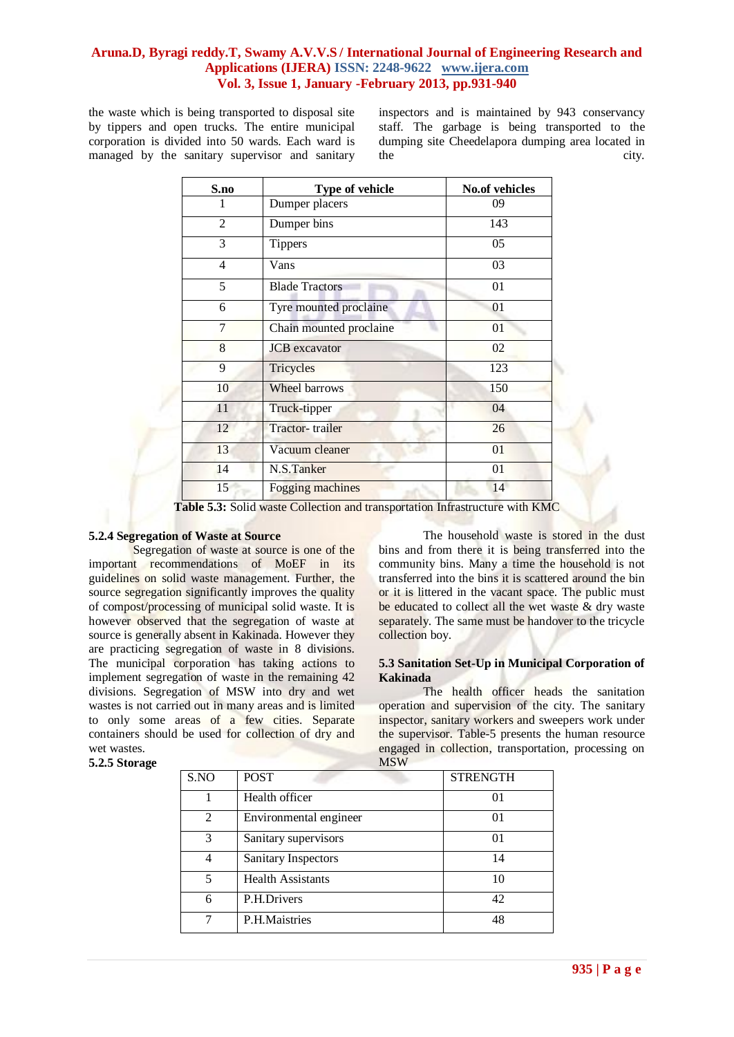the waste which is being transported to disposal site by tippers and open trucks. The entire municipal corporation is divided into 50 wards. Each ward is managed by the sanitary supervisor and sanitary inspectors and is maintained by 943 conservancy staff. The garbage is being transported to the dumping site Cheedelapora dumping area located in the city.

| S.no | Type of vehicle | No.of vehicles |
|---|---|---|
| 1 | Dumper placers | 09 |
| 2 | Dumper bins | 143 |
| 3 | Tippers | 05 |
| 4 | Vans | 03 |
| 5 | Blade Tractors | 01 |
| 6 | Tyre mounted proclaine | 01 |
| 7 | Chain mounted proclaine | 01 |
| 8 | JCB excavator | 02 |
| 9 | Tricycles | 123 |
| 10 | Wheel barrows | 150 |
| 11 | Truck-tipper | 04 |
| 12 | Tractor- trailer | 26 |
| 13 | Vacuum cleaner | 01 |
| 14 | N.S.Tanker | 01 |
| 15 | Fogging machines | 14 |

**Table 5.3:** Solid waste Collection and transportation Infrastructure with KMC

### 5.2.4 Segregation of Waste at Source

Segregation of waste at source is one of the important recommendations of MoEF in its guidelines on solid waste management. Further, the source segregation significantly improves the quality of compost/processing of municipal solid waste. It is however observed that the segregation of waste at source is generally absent in Kakinada. However they are practicing segregation of waste in 8 divisions. The municipal corporation has taking actions to implement segregation of waste in the remaining 42 divisions. Segregation of MSW into dry and wet wastes is not carried out in many areas and is limited to only some areas of a few cities. Separate containers should be used for collection of dry and wet wastes.

### 5.2.5 Storage

The household waste is stored in the dust bins and from there it is being transferred into the community bins. Many a time the household is not transferred into the bins it is scattered around the bin or it is littered in the vacant space. The public must be educated to collect all the wet waste & dry waste separately. The same must be handover to the tricycle collection boy.

### 5.3 Sanitation Set-Up in Municipal Corporation of Kakinada

The health officer heads the sanitation operation and supervision of the city. The sanitary inspector, sanitary workers and sweepers work under the supervisor. Table-5 presents the human resource engaged in collection, transportation, processing on MSW

| S.NO | POST | STRENGTH |
|---|---|---|
| 1 | Health officer | 01 |
| 2 | Environmental engineer | 01 |
| 3 | Sanitary supervisors | 01 |
| 4 | Sanitary Inspectors | 14 |
| 5 | Health Assistants | 10 |
| 6 | P.H.Drivers | 42 |
| 7 | P.H.Maistries | 48 |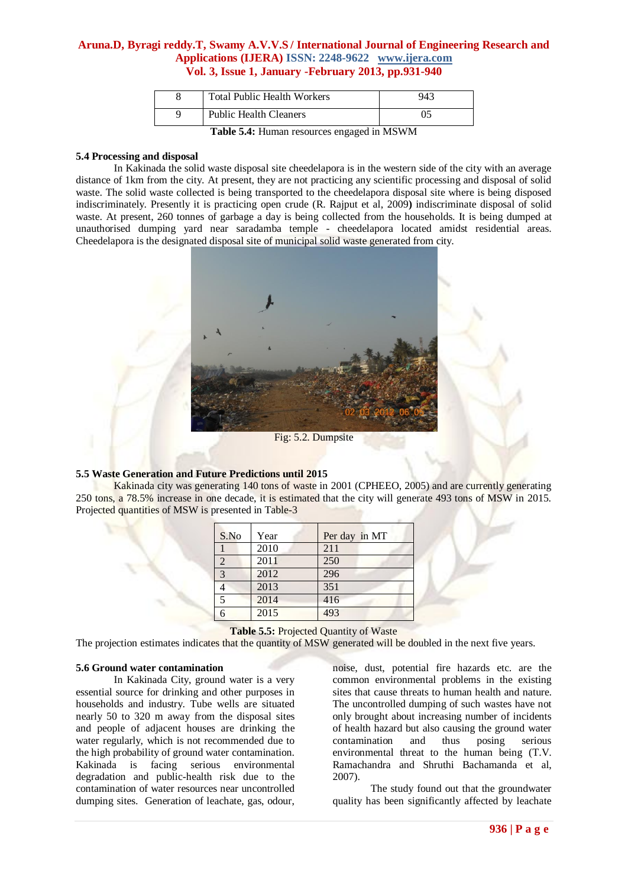| 8 | Total Public Health Workers | 943 |
|---|---|---|
| 9 | Public Health Cleaners | 05 |

**Table 5.4:** Human resources engaged in MSWM

### 5.4 Processing and disposal

In Kakinada the solid waste disposal site cheedelapora is in the western side of the city with an average distance of 1km from the city. At present, they are not practicing any scientific processing and disposal of solid waste. The solid waste collected is being transported to the cheedelapora disposal site where is being disposed indiscriminately. Presently it is practicing open crude (R. Rajput et al, 2009**)** indiscriminate disposal of solid waste. At present, 260 tonnes of garbage a day is being collected from the households. It is being dumped at unauthorised dumping yard near saradamba temple - cheedelapora located amidst residential areas. Cheedelapora is the designated disposal site of municipal solid waste generated from city.

Fig: 5.2. Dumpsite

### 5.5 Waste Generation and Future Predictions until 2015

Kakinada city was generating 140 tons of waste in 2001 (CPHEEO, 2005) and are currently generating 250 tons, a 78.5% increase in one decade, it is estimated that the city will generate 493 tons of MSW in 2015. Projected quantities of MSW is presented in Table-3

| S.No | Year | Per day in MT |
|---|---|---|
| 1 | 2010 | 211 |
| 2 | 2011 | 250 |
| 3 | 2012 | 296 |
| 4 | 2013 | 351 |
| 5 | 2014 | 416 |
| 6 | 2015 | 493 |

**Table 5.5:** Projected Quantity of Waste

The projection estimates indicates that the quantity of MSW generated will be doubled in the next five years.

### 5.6 Ground water contamination

In Kakinada City, ground water is a very essential source for drinking and other purposes in households and industry. Tube wells are situated nearly 50 to 320 m away from the disposal sites and people of adjacent houses are drinking the water regularly, which is not recommended due to the high probability of ground water contamination. Kakinada is facing serious environmental degradation and public-health risk due to the contamination of water resources near uncontrolled dumping sites. Generation of leachate, gas, odour, noise, dust, potential fire hazards etc. are the common environmental problems in the existing sites that cause threats to human health and nature. The uncontrolled dumping of such wastes have not only brought about increasing number of incidents of health hazard but also causing the ground water contamination and thus posing serious environmental threat to the human being (T.V. Ramachandra and Shruthi Bachamanda et al, 2007).

The study found out that the groundwater quality has been significantly affected by leachate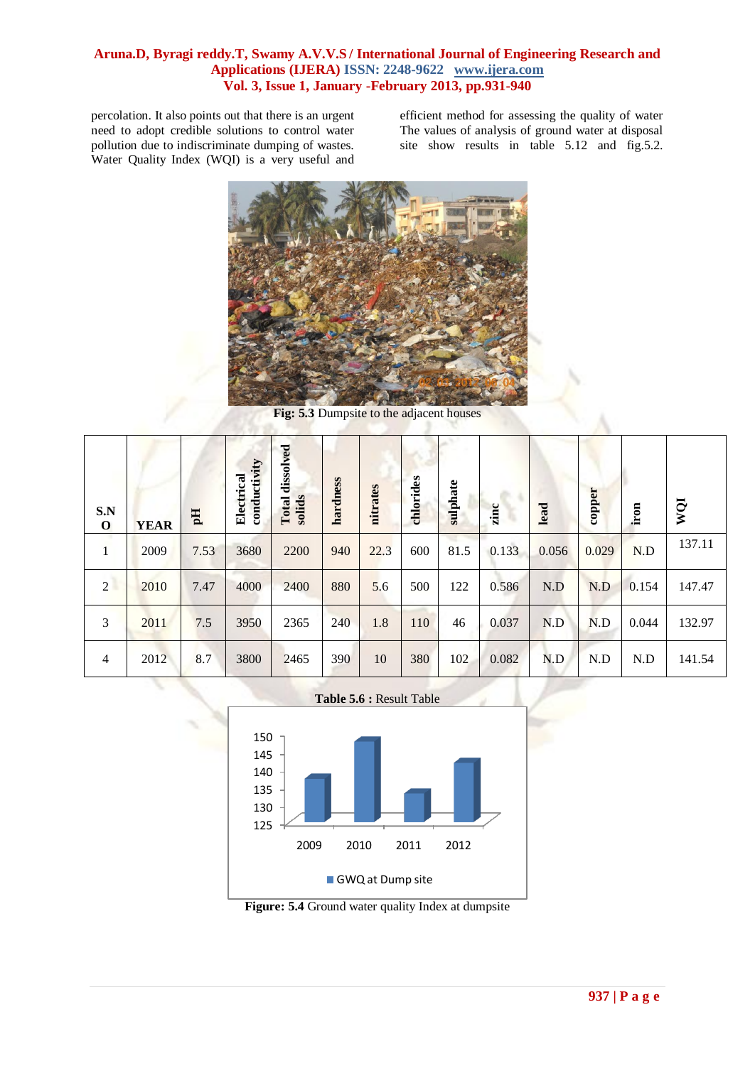percolation. It also points out that there is an urgent need to adopt credible solutions to control water pollution due to indiscriminate dumping of wastes. Water Quality Index (WQI) is a very useful and efficient method for assessing the quality of water The values of analysis of ground water at disposal site show results in table 5.12 and fig.5.2.

**Fig: 5.3** Dumpsite to the adjacent houses

| S.NO | YEAR | pH | Electrical conductivity | Total dissolved solids | hardness | nitrates | chlorides | sulphate | zinc | lead | copper | iron | WQI |
|---|---|---|---|---|---|---|---|---|---|---|---|---|---|
| 1 | 2009 | 7.53 | 3680 | 2200 | 940 | 22.3 | 600 | 81.5 | 0.133 | 0.056 | 0.029 | N.D | 137.11 |
| 2 | 2010 | 7.47 | 4000 | 2400 | 880 | 5.6 | 500 | 122 | 0.586 | N.D | N.D | 0.154 | 147.47 |
| 3 | 2011 | 7.5 | 3950 | 2365 | 240 | 1.8 | 110 | 46 | 0.037 | N.D | N.D | 0.044 | 132.97 |
| 4 | 2012 | 8.7 | 3800 | 2465 | 390 | 10 | 380 | 102 | 0.082 | N.D | N.D | N.D | 141.54 |

**Table 5.6 :** Result Table

**Figure: 5.4** Ground water quality Index at dumpsite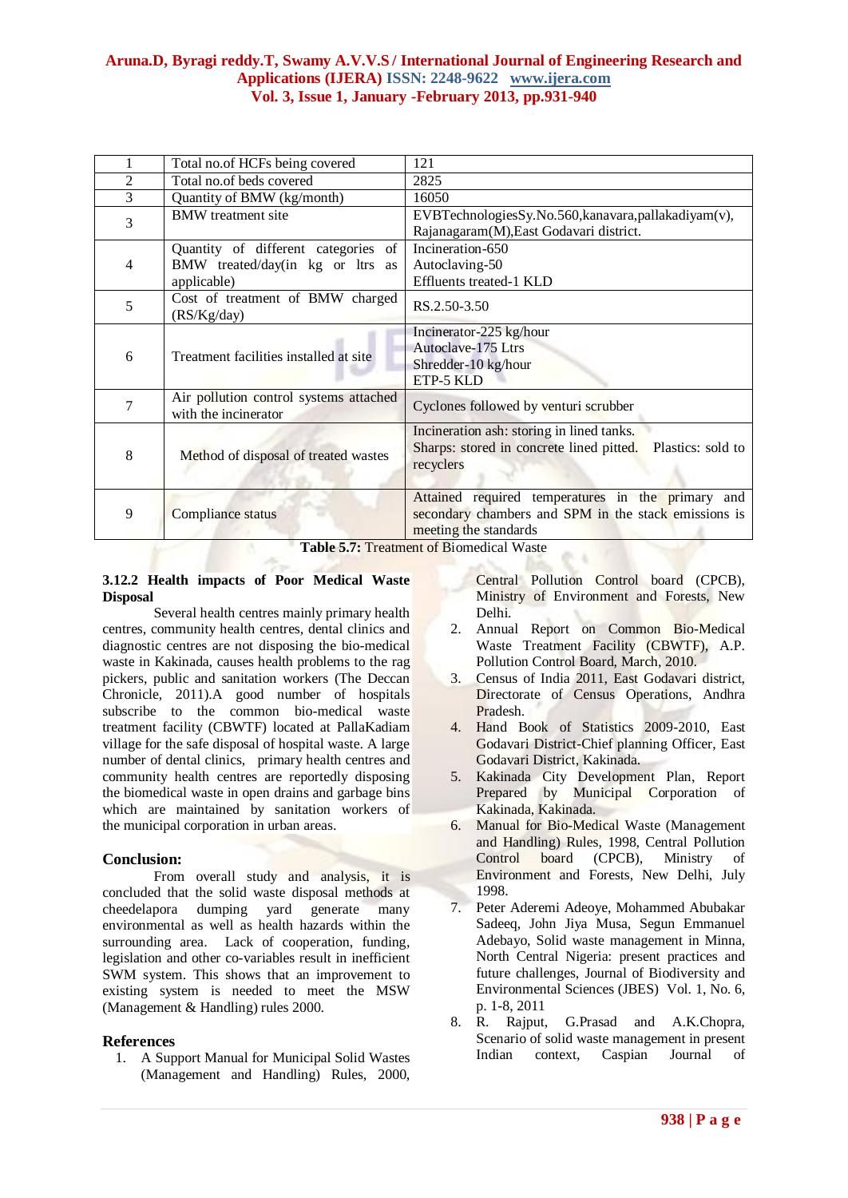| 1 | Total no.of HCFs being covered | 121 |
|---|---|---|
| 2 | Total no.of beds covered | 2825 |
| 3 | Quantity of BMW (kg/month) | 16050 |
| 3 | BMW treatment site | EVBTechnologiesSy.No.560,kanavara,pallakadiyam(v), Rajanagaram(M),East Godavari district. |
| 4 | Quantity of different categories of BMW treated/day(in kg or ltrs as applicable) | Incineration-650<br>Autoclaving-50<br>Effluents treated-1 KLD |
| 5 | Cost of treatment of BMW charged (RS/Kg/day) | RS.2.50-3.50 |
| 6 | Treatment facilities installed at site | Incinerator-225 kg/hour<br>Autoclave-175 Ltrs<br>Shredder-10 kg/hour<br>ETP-5 KLD |
| 7 | Air pollution control systems attached with the incinerator | Cyclones followed by venturi scrubber |
| 8 | Method of disposal of treated wastes | Incineration ash: storing in lined tanks.<br>Sharps: stored in concrete lined pitted. Plastics: sold to recyclers |
| 9 | Compliance status | Attained required temperatures in the primary and secondary chambers and SPM in the stack emissions is meeting the standards |

**Table 5.7:** Treatment of Biomedical Waste

### 3.12.2 Health impacts of Poor Medical Waste Disposal

Several health centres mainly primary health centres, community health centres, dental clinics and diagnostic centres are not disposing the bio-medical waste in Kakinada, causes health problems to the rag pickers, public and sanitation workers (The Deccan Chronicle, 2011).A good number of hospitals subscribe to the common bio-medical waste treatment facility (CBWTF) located at PallaKadiam village for the safe disposal of hospital waste. A large number of dental clinics, primary health centres and community health centres are reportedly disposing the biomedical waste in open drains and garbage bins which are maintained by sanitation workers of the municipal corporation in urban areas.

## Conclusion:

From overall study and analysis, it is concluded that the solid waste disposal methods at cheedelapora dumping yard generate many environmental as well as health hazards within the surrounding area. Lack of cooperation, funding, legislation and other co-variables result in inefficient SWM system. This shows that an improvement to existing system is needed to meet the MSW (Management & Handling) rules 2000.

## References

1. A Support Manual for Municipal Solid Wastes (Management and Handling) Rules, 2000, Central Pollution Control board (CPCB), Ministry of Environment and Forests, New Delhi.
2. Annual Report on Common Bio-Medical Waste Treatment Facility (CBWTF), A.P. Pollution Control Board, March, 2010.
3. Census of India 2011, East Godavari district, Directorate of Census Operations, Andhra Pradesh.
4. Hand Book of Statistics 2009-2010, East Godavari District-Chief planning Officer, East Godavari District, Kakinada.
5. Kakinada City Development Plan, Report Prepared by Municipal Corporation of Kakinada, Kakinada.
6. Manual for Bio-Medical Waste (Management and Handling) Rules, 1998, Central Pollution Control board (CPCB), Ministry of Environment and Forests, New Delhi, July 1998.
7. Peter Aderemi Adeoye, Mohammed Abubakar Sadeeq, John Jiya Musa, Segun Emmanuel Adebayo, Solid waste management in Minna, North Central Nigeria: present practices and future challenges, Journal of Biodiversity and Environmental Sciences (JBES) Vol. 1, No. 6, p. 1-8, 2011
8. R. Rajput, G.Prasad and A.K.Chopra, Scenario of solid waste management in present Indian context, Caspian Journal of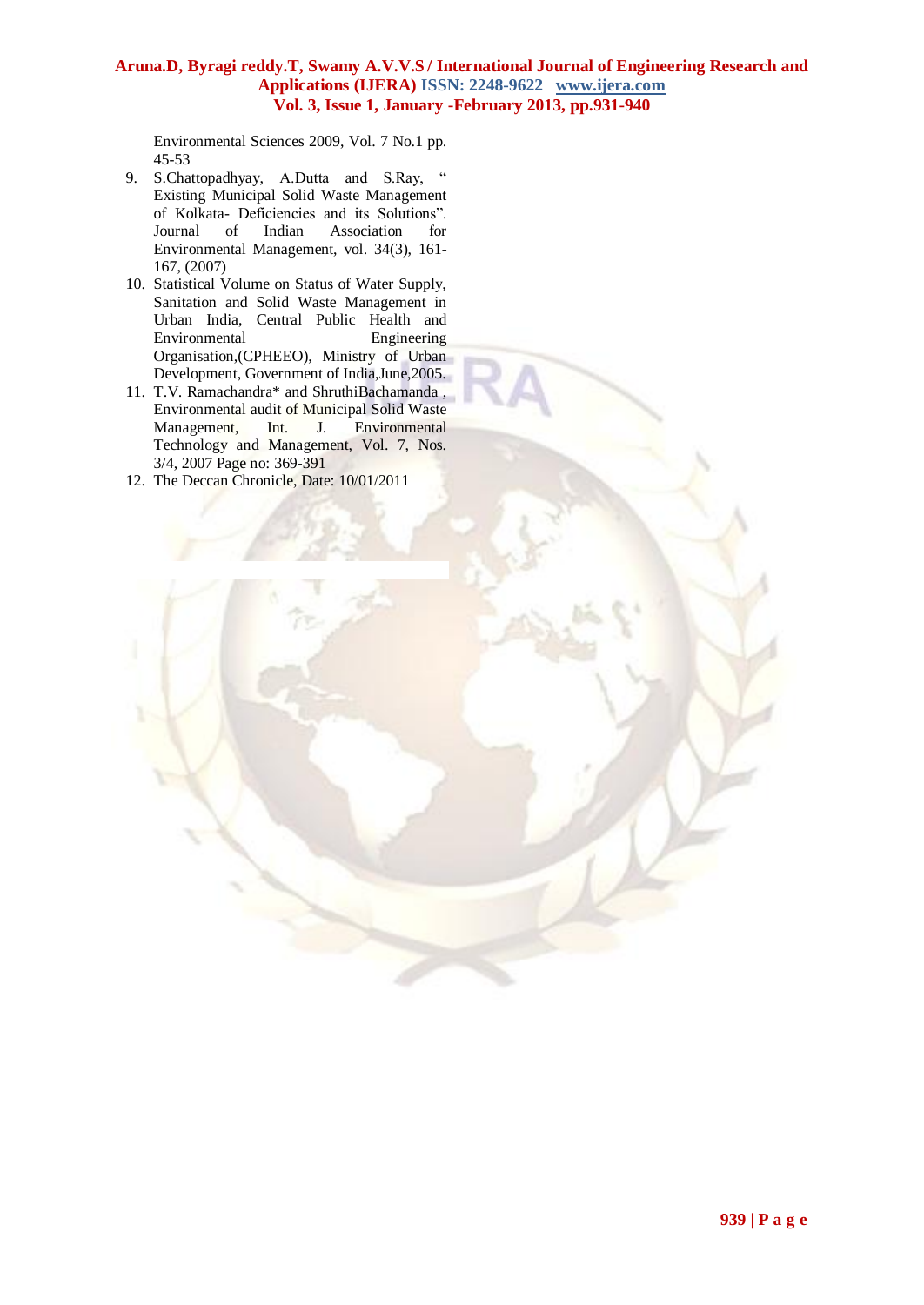Environmental Sciences 2009, Vol. 7 No.1 pp. 45-53

9. S.Chattopadhyay, A.Dutta and S.Ray, " Existing Municipal Solid Waste Management of Kolkata- Deficiencies and its Solutions". Journal of Indian Association for Environmental Management, vol. 34(3), 161-167, (2007)
10. Statistical Volume on Status of Water Supply, Sanitation and Solid Waste Management in Urban India, Central Public Health and Environmental Engineering Organisation,(CPHEEO), Ministry of Urban Development, Government of India,June,2005.
11. T.V. Ramachandra* and ShruthiBachamanda , Environmental audit of Municipal Solid Waste Management, Int. J. Environmental Technology and Management, Vol. 7, Nos. 3/4, 2007 Page no: 369-391
12. The Deccan Chronicle, Date: 10/01/2011